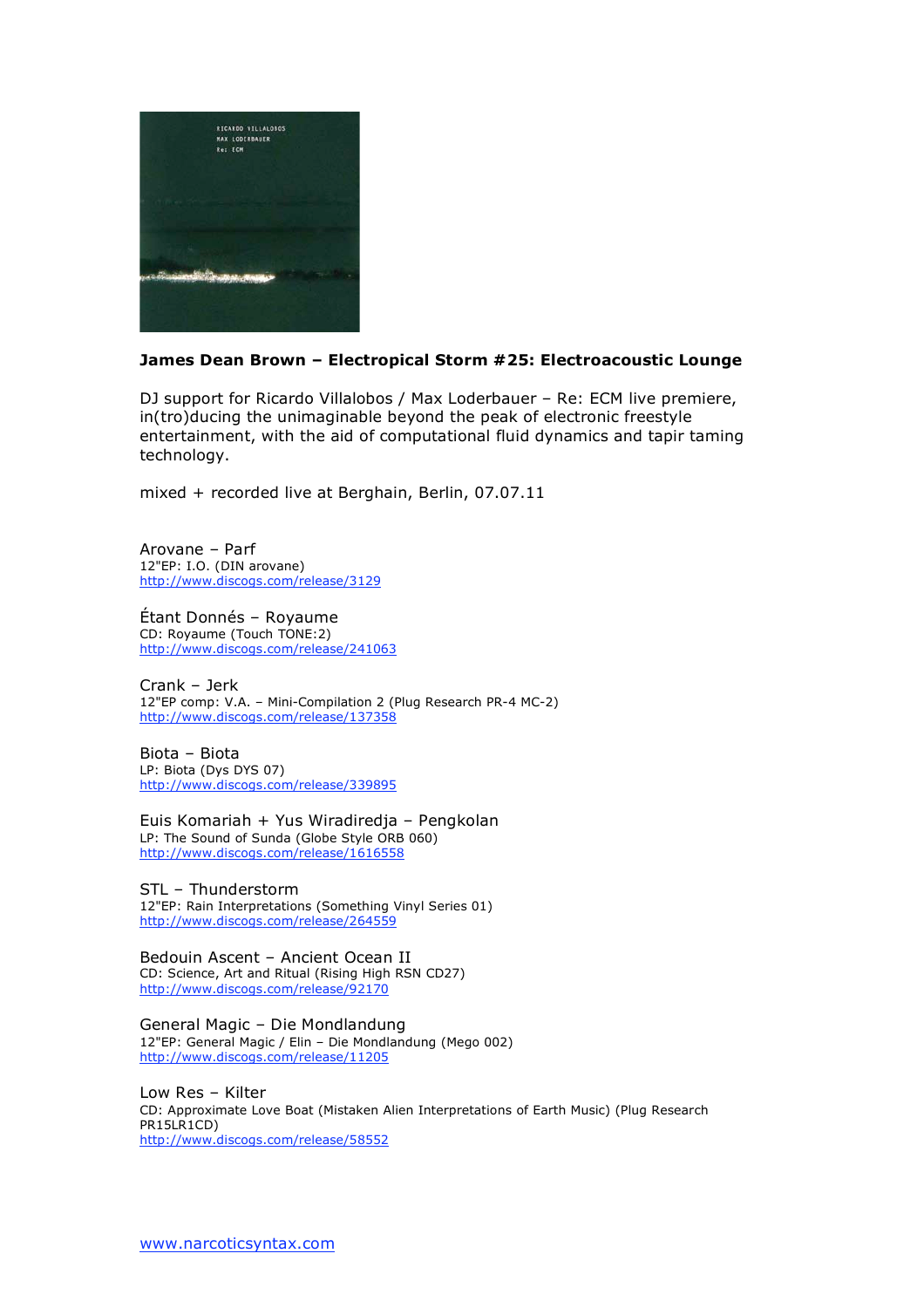**James Dean Brown – Electropical Storm #25: Electroacoustic Lounge**

DJ support for Ricardo Villalobos / Max Loderbauer – Re: ECM live premiere, in(tro)ducing the unimaginable beyond the peak of electronic freestyle entertainment, with the aid of computational fluid dynamics and tapir taming technology.

mixed + recorded live at Berghain, Berlin, 07.07.11

Arovane – Parf
12"EP: I.O. (DIN arovane)
http://www.discogs.com/release/3129

Étant Donnés – Royaume
CD: Royaume (Touch TONE:2)
http://www.discogs.com/release/241063

Crank – Jerk
12"EP comp: V.A. – Mini-Compilation 2 (Plug Research PR-4 MC-2)
http://www.discogs.com/release/137358

Biota – Biota
LP: Biota (Dys DYS 07)
http://www.discogs.com/release/339895

Euis Komariah + Yus Wiradiredja – Pengkolan
LP: The Sound of Sunda (Globe Style ORB 060)
http://www.discogs.com/release/1616558

STL – Thunderstorm
12"EP: Rain Interpretations (Something Vinyl Series 01)
http://www.discogs.com/release/264559

Bedouin Ascent – Ancient Ocean II
CD: Science, Art and Ritual (Rising High RSN CD27)
http://www.discogs.com/release/92170

General Magic – Die Mondlandung
12"EP: General Magic / Elin – Die Mondlandung (Mego 002)
http://www.discogs.com/release/11205

Low Res – Kilter
CD: Approximate Love Boat (Mistaken Alien Interpretations of Earth Music) (Plug Research PR15LR1CD)
http://www.discogs.com/release/58552

www.narcoticsyntax.com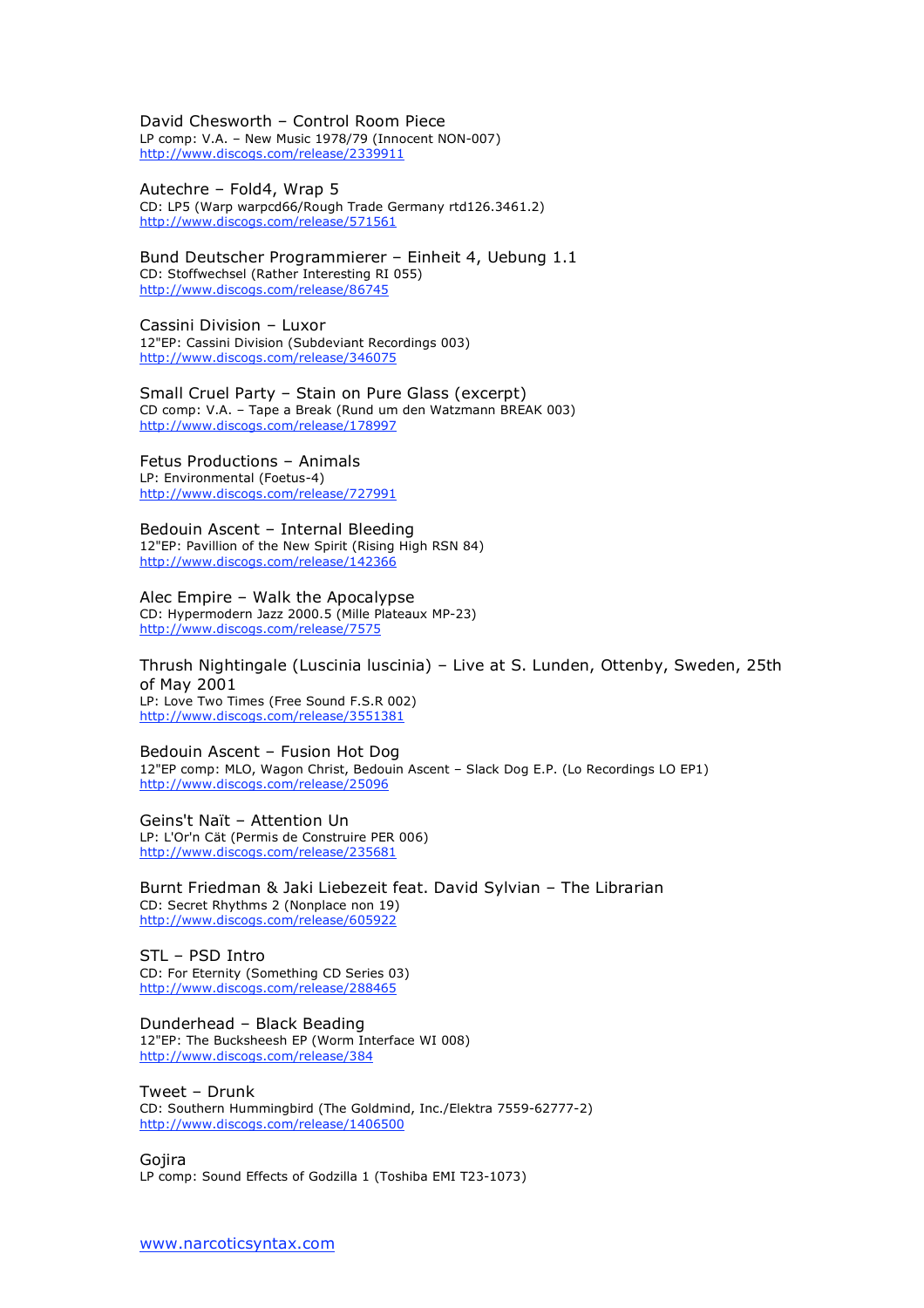David Chesworth – Control Room Piece
LP comp: V.A. – New Music 1978/79 (Innocent NON-007)
http://www.discogs.com/release/2339911

Autechre – Fold4, Wrap 5
CD: LP5 (Warp warpcd66/Rough Trade Germany rtd126.3461.2)
http://www.discogs.com/release/571561

Bund Deutscher Programmierer – Einheit 4, Uebung 1.1
CD: Stoffwechsel (Rather Interesting RI 055)
http://www.discogs.com/release/86745

Cassini Division – Luxor
12"EP: Cassini Division (Subdeviant Recordings 003)
http://www.discogs.com/release/346075

Small Cruel Party – Stain on Pure Glass (excerpt)
CD comp: V.A. – Tape a Break (Rund um den Watzmann BREAK 003)
http://www.discogs.com/release/178997

Fetus Productions – Animals
LP: Environmental (Foetus-4)
http://www.discogs.com/release/727991

Bedouin Ascent – Internal Bleeding
12"EP: Pavillion of the New Spirit (Rising High RSN 84)
http://www.discogs.com/release/142366

Alec Empire – Walk the Apocalypse
CD: Hypermodern Jazz 2000.5 (Mille Plateaux MP-23)
http://www.discogs.com/release/7575

Thrush Nightingale (Luscinia luscinia) – Live at S. Lunden, Ottenby, Sweden, 25th of May 2001
LP: Love Two Times (Free Sound F.S.R 002)
http://www.discogs.com/release/3551381

Bedouin Ascent – Fusion Hot Dog
12"EP comp: MLO, Wagon Christ, Bedouin Ascent – Slack Dog E.P. (Lo Recordings LO EP1)
http://www.discogs.com/release/25096

Geins't Naït – Attention Un
LP: L'Or'n Cät (Permis de Construire PER 006)
http://www.discogs.com/release/235681

Burnt Friedman & Jaki Liebezeit feat. David Sylvian – The Librarian
CD: Secret Rhythms 2 (Nonplace non 19)
http://www.discogs.com/release/605922

STL – PSD Intro
CD: For Eternity (Something CD Series 03)
http://www.discogs.com/release/288465

Dunderhead – Black Beading
12"EP: The Bucksheesh EP (Worm Interface WI 008)
http://www.discogs.com/release/384

Tweet – Drunk
CD: Southern Hummingbird (The Goldmind, Inc./Elektra 7559-62777-2)
http://www.discogs.com/release/1406500

Gojira
LP comp: Sound Effects of Godzilla 1 (Toshiba EMI T23-1073)

www.narcoticsyntax.com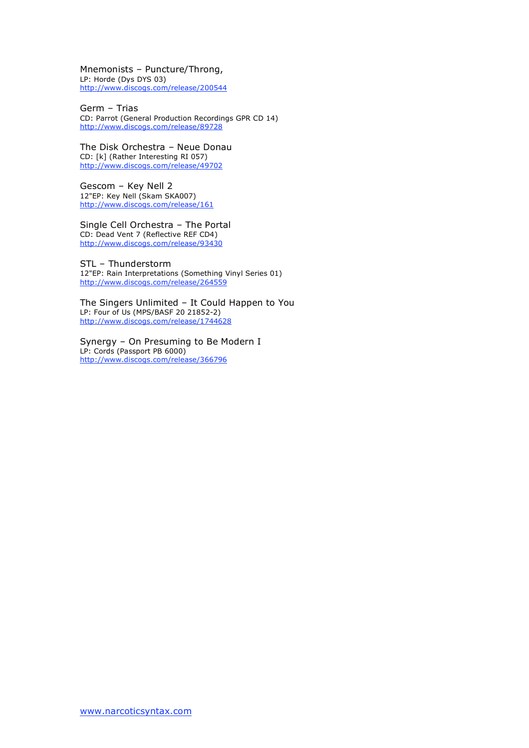Mnemonists – Puncture/Throng,
LP: Horde (Dys DYS 03)
http://www.discogs.com/release/200544

Germ – Trias
CD: Parrot (General Production Recordings GPR CD 14)
http://www.discogs.com/release/89728

The Disk Orchestra – Neue Donau
CD: [k] (Rather Interesting RI 057)
http://www.discogs.com/release/49702

Gescom – Key Nell 2
12"EP: Key Nell (Skam SKA007)
http://www.discogs.com/release/161

Single Cell Orchestra – The Portal
CD: Dead Vent 7 (Reflective REF CD4)
http://www.discogs.com/release/93430

STL – Thunderstorm
12"EP: Rain Interpretations (Something Vinyl Series 01)
http://www.discogs.com/release/264559

The Singers Unlimited – It Could Happen to You
LP: Four of Us (MPS/BASF 20 21852-2)
http://www.discogs.com/release/1744628

Synergy – On Presuming to Be Modern I
LP: Cords (Passport PB 6000)
http://www.discogs.com/release/366796

www.narcoticsyntax.com